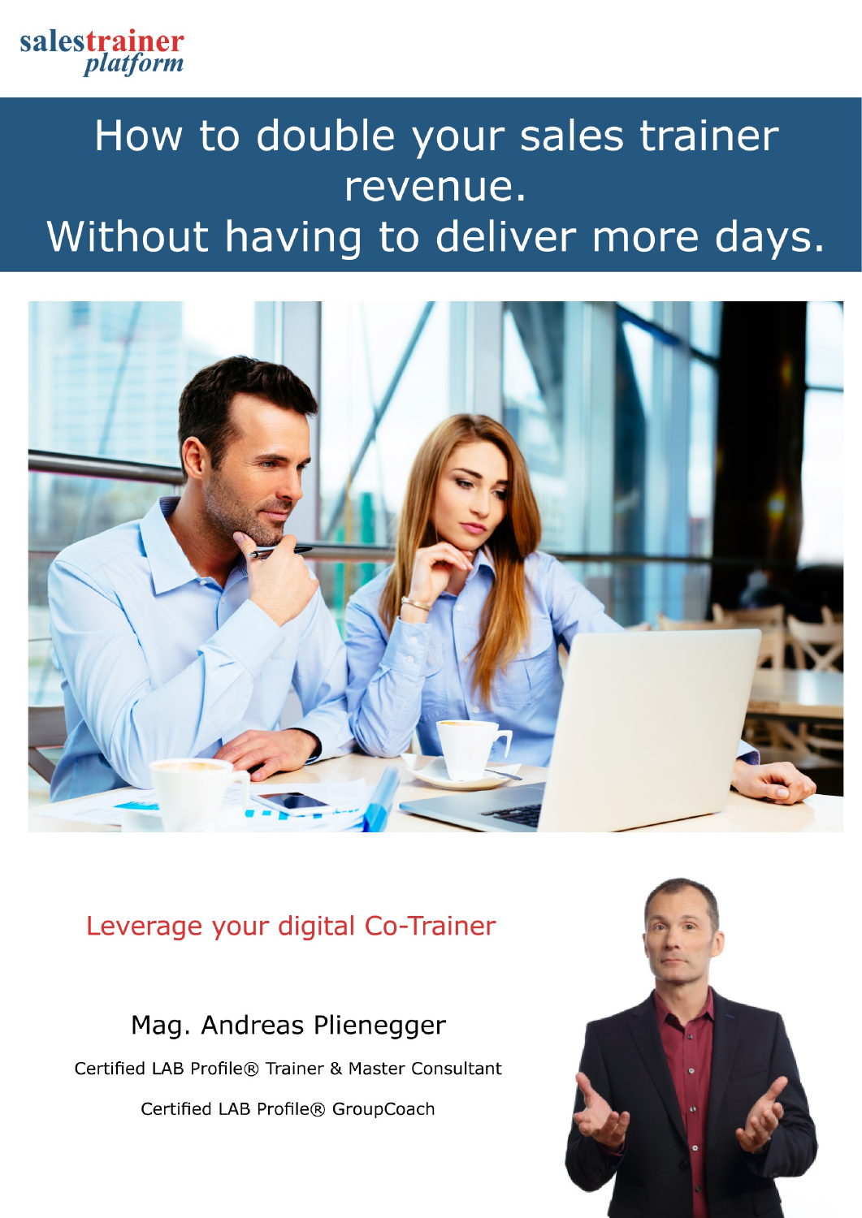salestrainer
*platform*

# How to double your sales trainer revenue. Without having to deliver more days.

## Leverage your digital Co-Trainer

Mag. Andreas Plienegger

Certified LAB Profile® Trainer & Master Consultant

Certified LAB Profile® GroupCoach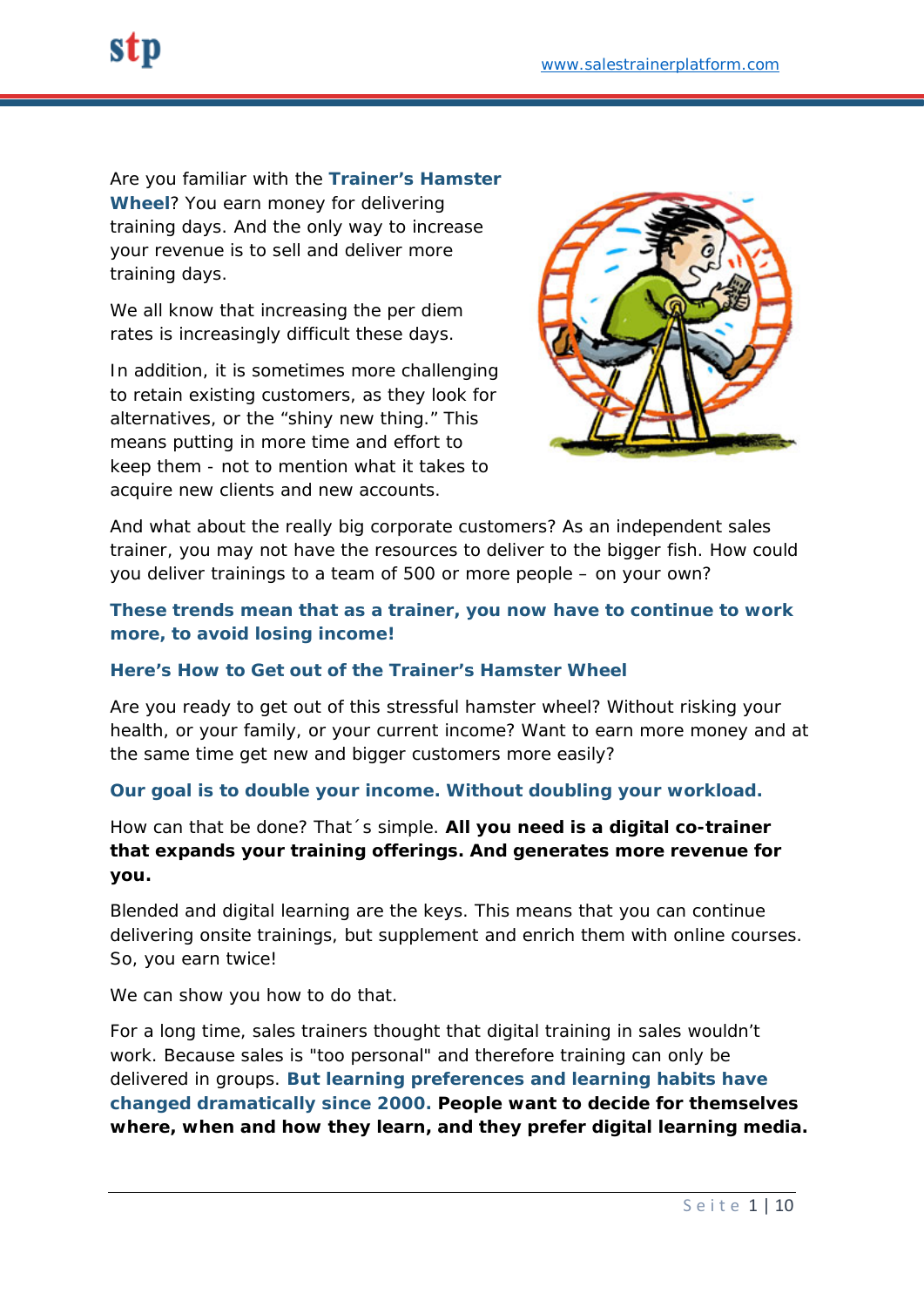Are you familiar with the **Trainer's Hamster Wheel**? You earn money for delivering training days. And the only way to increase your revenue is to sell and deliver more training days.

We all know that increasing the per diem rates is increasingly difficult these days.

In addition, it is sometimes more challenging to retain existing customers, as they look for alternatives, or the "shiny new thing." This means putting in more time and effort to keep them - not to mention what it takes to acquire new clients and new accounts.

And what about the really big corporate customers? As an independent sales trainer, you may not have the resources to deliver to the bigger fish. How could you deliver trainings to a team of 500 or more people – on your own?

**These trends mean that as a trainer, you now have to continue to work more, to avoid losing income!**

### Here's How to Get out of the Trainer's Hamster Wheel

Are you ready to get out of this stressful hamster wheel? Without risking your health, or your family, or your current income? Want to earn more money and at the same time get new and bigger customers more easily?

**Our goal is to double your income. Without doubling your workload.**

How can that be done? That´s simple. **All you need is a digital co-trainer that expands your training offerings. And generates more revenue for you.**

Blended and digital learning are the keys. This means that you can continue delivering onsite trainings, but supplement and enrich them with online courses. So, you earn twice!

We can show you how to do that.

For a long time, sales trainers thought that digital training in sales wouldn't work. Because sales is "too personal" and therefore training can only be delivered in groups. **But learning preferences and learning habits have changed dramatically since 2000. People want to decide for themselves where, when and how they learn, and they prefer digital learning media.**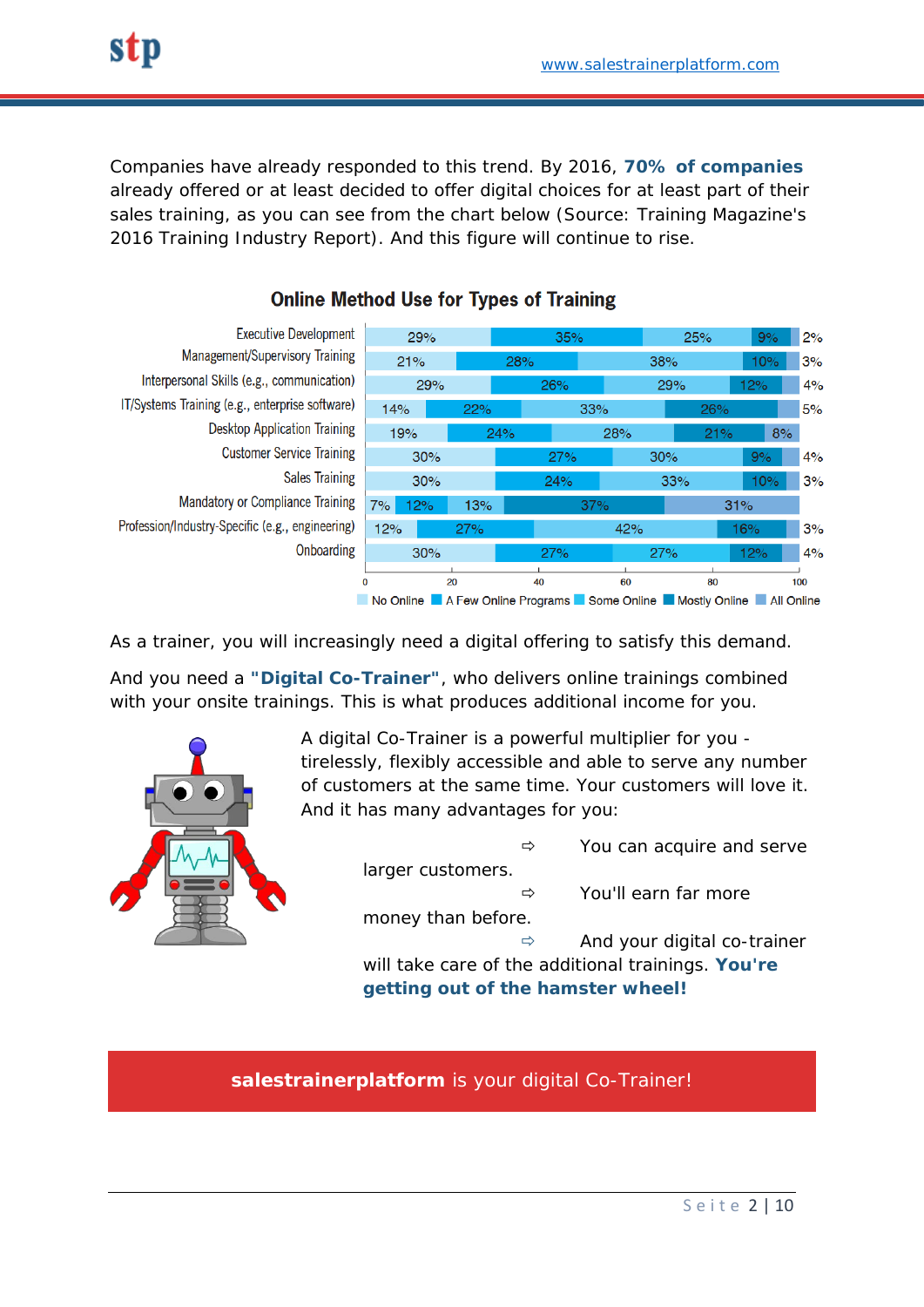Companies have already responded to this trend. By 2016, **70% of companies** already offered or at least decided to offer digital choices for at least part of their sales training, as you can see from the chart below (Source: Training Magazine's 2016 Training Industry Report). And this figure will continue to rise.

**Online Method Use for Types of Training**

| Type of Training | No Online | A Few Online Programs | Some Online | Mostly Online | All Online |
|---|---|---|---|---|---|
| Executive Development | 29% | 35% | 25% | 9% | 2% |
| Management/Supervisory Training | 21% | 28% | 38% | 10% | 3% |
| Interpersonal Skills (e.g., communication) | 29% | 26% | 29% | 12% | 4% |
| IT/Systems Training (e.g., enterprise software) | 14% | 22% | 33% | 26% | 5% |
| Desktop Application Training | 19% | 24% | 28% | 21% | 8% |
| Customer Service Training | 30% | 27% | 30% | 9% | 4% |
| Sales Training | 30% | 24% | 33% | 10% | 3% |
| Mandatory or Compliance Training | 7% | 12% | 13% | 37% | 31% |
| Profession/Industry-Specific (e.g., engineering) | 12% | 27% | 42% | 16% | 3% |
| Onboarding | 30% | 27% | 27% | 12% | 4% |

As a trainer, you will increasingly need a digital offering to satisfy this demand.

And you need a **"Digital Co-Trainer"**, who delivers online trainings combined with your onsite trainings. This is what produces additional income for you.

A digital Co-Trainer is a powerful multiplier for you - tirelessly, flexibly accessible and able to serve any number of customers at the same time. Your customers will love it. And it has many advantages for you:

- You can acquire and serve larger customers.
- You'll earn far more money than before.
- And your digital co-trainer will take care of the additional trainings. **You're getting out of the hamster wheel!**

**salestrainerplatform** is your digital Co-Trainer!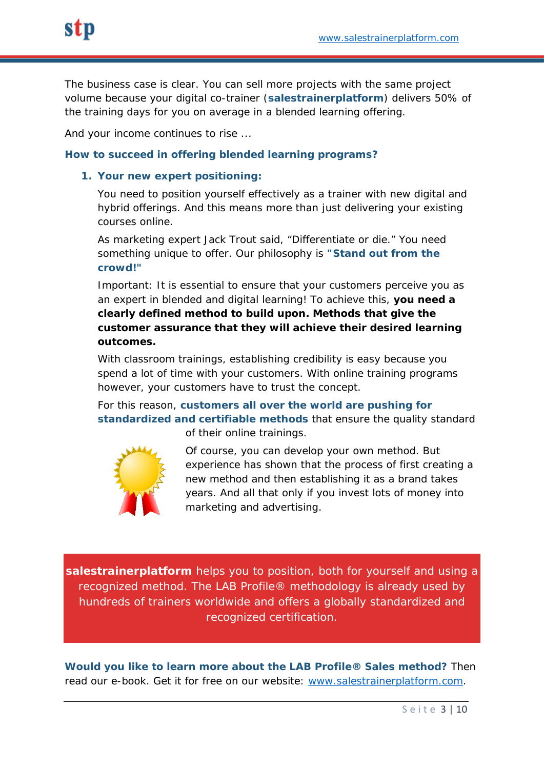The business case is clear. You can sell more projects with the same project volume because your digital co-trainer (**salestrainerplatform**) delivers 50% of the training days for you on average in a blended learning offering.

And your income continues to rise ...

## How to succeed in offering blended learning programs?

### 1. Your new expert positioning:

You need to position yourself effectively as a trainer with new digital and hybrid offerings. And this means more than just delivering your existing courses online.

As marketing expert Jack Trout said, “Differentiate or die.” You need something unique to offer. Our philosophy is **"Stand out from the crowd!"**

Important: It is essential to ensure that your customers perceive you as an expert in blended and digital learning! To achieve this, **you need a clearly defined method to build upon. Methods that give the customer assurance that they will achieve their desired learning outcomes.**

With classroom trainings, establishing credibility is easy because you spend a lot of time with your customers. With online training programs however, your customers have to trust the concept.

For this reason, **customers all over the world are pushing for standardized and certifiable methods** that ensure the quality standard of their online trainings.

Of course, you can develop your own method. But experience has shown that the process of first creating a new method and then establishing it as a brand takes years. And all that only if you invest lots of money into marketing and advertising.

**salestrainerplatform** helps you to position, both for yourself and using a recognized method. The LAB Profile® methodology is already used by hundreds of trainers worldwide and offers a globally standardized and recognized certification.

**Would you like to learn more about the LAB Profile® Sales method?** Then read our e-book. Get it for free on our website: www.salestrainerplatform.com.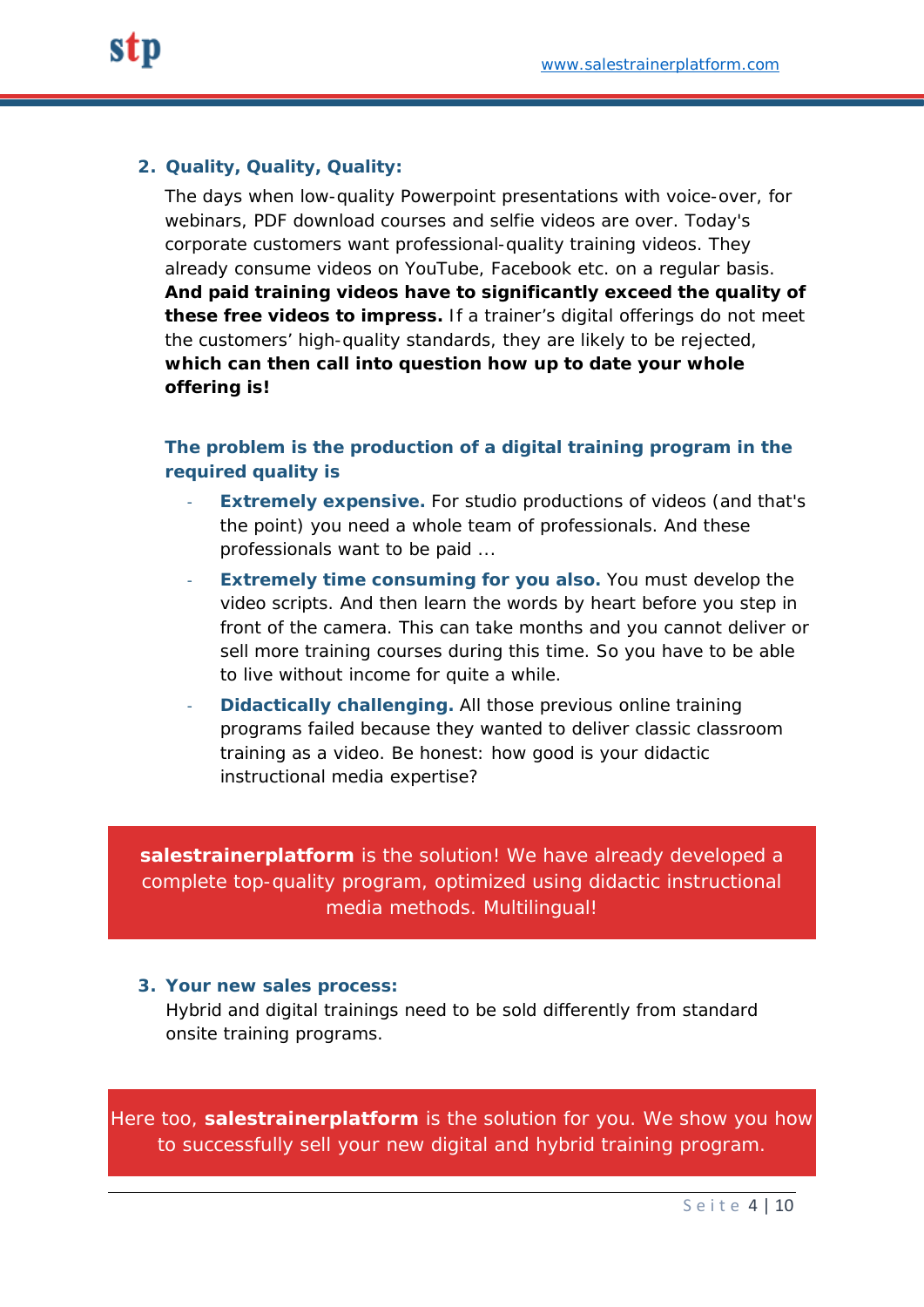## 2. Quality, Quality, Quality:

The days when low-quality Powerpoint presentations with voice-over, for webinars, PDF download courses and selfie videos are over. Today's corporate customers want professional-quality training videos. They already consume videos on YouTube, Facebook etc. on a regular basis. **And paid training videos have to significantly exceed the quality of these free videos to impress.** If a trainer's digital offerings do not meet the customers' high-quality standards, they are likely to be rejected, **which can then call into question how up to date your whole offering is!**

**The problem is the production of a digital training program in the required quality is**

- **Extremely expensive.** For studio productions of videos (and that's the point) you need a whole team of professionals. And these professionals want to be paid ...
- **Extremely time consuming for you also.** You must develop the video scripts. And then learn the words by heart before you step in front of the camera. This can take months and you cannot deliver or sell more training courses during this time. So you have to be able to live without income for quite a while.
- **Didactically challenging.** All those previous online training programs failed because they wanted to deliver classic classroom training as a video. Be honest: how good is your didactic instructional media expertise?

**salestrainerplatform** is the solution! We have already developed a complete top-quality program, optimized using didactic instructional media methods. Multilingual!

## 3. Your new sales process:

Hybrid and digital trainings need to be sold differently from standard onsite training programs.

Here too, **salestrainerplatform** is the solution for you. We show you how to successfully sell your new digital and hybrid training program.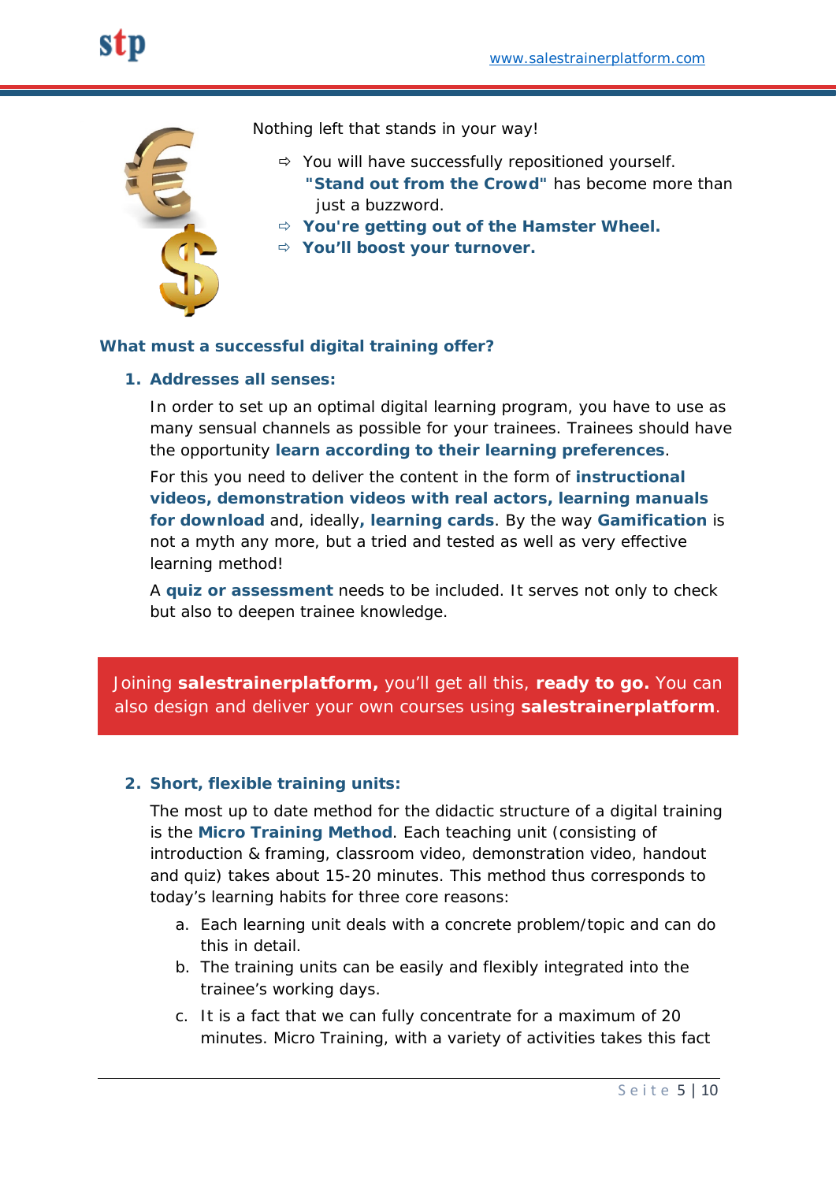Nothing left that stands in your way!

- ⇨ You will have successfully repositioned yourself. **"Stand out from the Crowd"** has become more than just a buzzword.
- ⇨ **You're getting out of the Hamster Wheel.**
- ⇨ **You'll boost your turnover.**

### What must a successful digital training offer?

1. **Addresses all senses:**

   In order to set up an optimal digital learning program, you have to use as many sensual channels as possible for your trainees. Trainees should have the opportunity **learn according to their learning preferences**.

   For this you need to deliver the content in the form of **instructional videos, demonstration videos with real actors, learning manuals for download** and, ideally**, learning cards**. By the way **Gamification** is not a myth any more, but a tried and tested as well as very effective learning method!

   A **quiz or assessment** needs to be included. It serves not only to check but also to deepen trainee knowledge.

> Joining **salestrainerplatform,** you'll get all this, **ready to go.** You can also design and deliver your own courses using **salestrainerplatform**.

2. **Short, flexible training units:**

   The most up to date method for the didactic structure of a digital training is the **Micro Training Method**. Each teaching unit (consisting of introduction & framing, classroom video, demonstration video, handout and quiz) takes about 15-20 minutes. This method thus corresponds to today's learning habits for three core reasons:

   a. Each learning unit deals with a concrete problem/topic and can do this in detail.
   b. The training units can be easily and flexibly integrated into the trainee's working days.
   c. It is a fact that we can fully concentrate for a maximum of 20 minutes. Micro Training, with a variety of activities takes this fact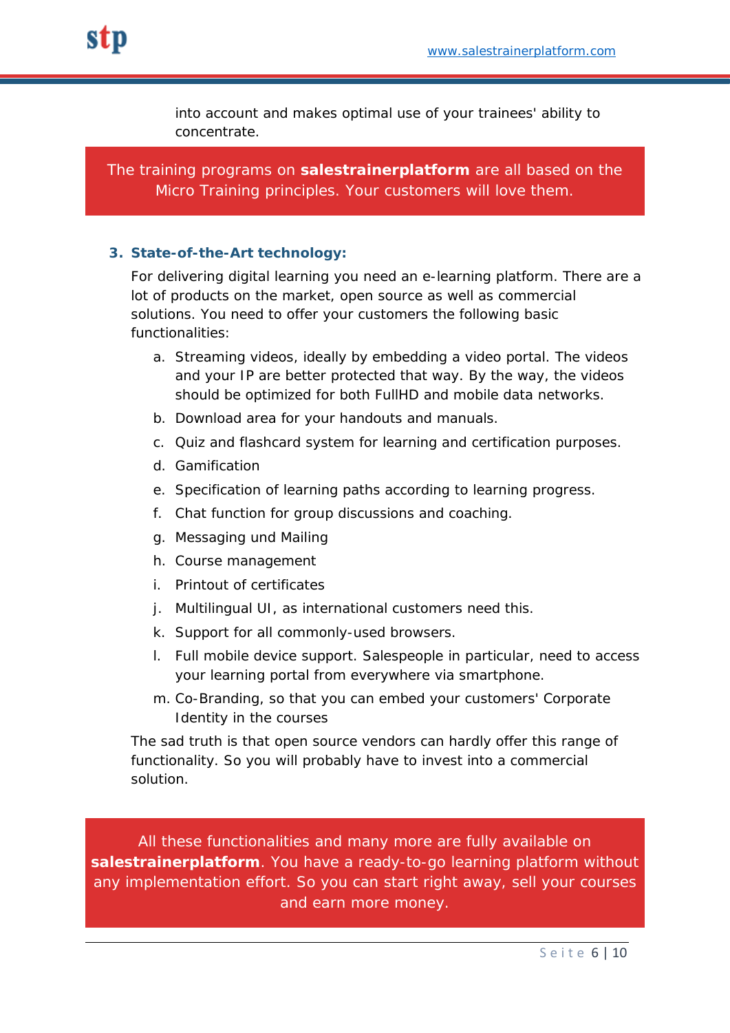into account and makes optimal use of your trainees' ability to concentrate.

> The training programs on **salestrainerplatform** are all based on the Micro Training principles. Your customers will love them.

### 3. State-of-the-Art technology:

For delivering digital learning you need an e-learning platform. There are a lot of products on the market, open source as well as commercial solutions. You need to offer your customers the following basic functionalities:

a. Streaming videos, ideally by embedding a video portal. The videos and your IP are better protected that way. By the way, the videos should be optimized for both FullHD and mobile data networks.
b. Download area for your handouts and manuals.
c. Quiz and flashcard system for learning and certification purposes.
d. Gamification
e. Specification of learning paths according to learning progress.
f. Chat function for group discussions and coaching.
g. Messaging und Mailing
h. Course management
i. Printout of certificates
j. Multilingual UI, as international customers need this.
k. Support for all commonly-used browsers.
l. Full mobile device support. Salespeople in particular, need to access your learning portal from everywhere via smartphone.
m. Co-Branding, so that you can embed your customers' Corporate Identity in the courses

The sad truth is that open source vendors can hardly offer this range of functionality. So you will probably have to invest into a commercial solution.

> All these functionalities and many more are fully available on **salestrainerplatform**. You have a ready-to-go learning platform without any implementation effort. So you can start right away, sell your courses and earn more money.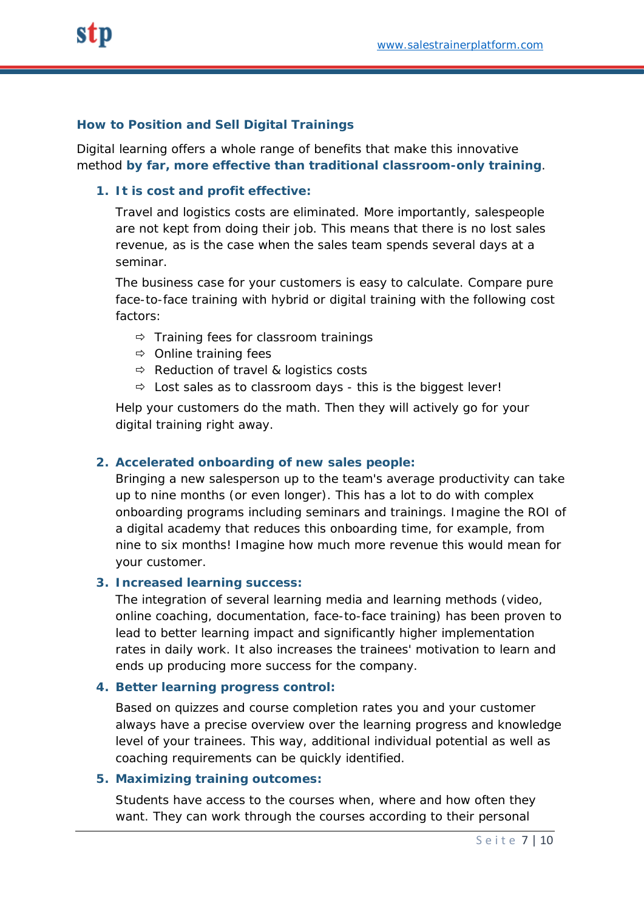### How to Position and Sell Digital Trainings

Digital learning offers a whole range of benefits that make this innovative method **by far, more effective than traditional classroom-only training**.

1. **It is cost and profit effective:**

   Travel and logistics costs are eliminated. More importantly, salespeople are not kept from doing their job. This means that there is no lost sales revenue, as is the case when the sales team spends several days at a seminar.

   The business case for your customers is easy to calculate. Compare pure face-to-face training with hybrid or digital training with the following cost factors:

   - ⇨ Training fees for classroom trainings
   - ⇨ Online training fees
   - ⇨ Reduction of travel & logistics costs
   - ⇨ Lost sales as to classroom days - this is the biggest lever!

   Help your customers do the math. Then they will actively go for your digital training right away.

2. **Accelerated onboarding of new sales people:**
   Bringing a new salesperson up to the team's average productivity can take up to nine months (or even longer). This has a lot to do with complex onboarding programs including seminars and trainings. Imagine the ROI of a digital academy that reduces this onboarding time, for example, from nine to six months! Imagine how much more revenue this would mean for your customer.

3. **Increased learning success:**
   The integration of several learning media and learning methods (video, online coaching, documentation, face-to-face training) has been proven to lead to better learning impact and significantly higher implementation rates in daily work. It also increases the trainees' motivation to learn and ends up producing more success for the company.

4. **Better learning progress control:**

   Based on quizzes and course completion rates you and your customer always have a precise overview over the learning progress and knowledge level of your trainees. This way, additional individual potential as well as coaching requirements can be quickly identified.

5. **Maximizing training outcomes:**

   Students have access to the courses when, where and how often they want. They can work through the courses according to their personal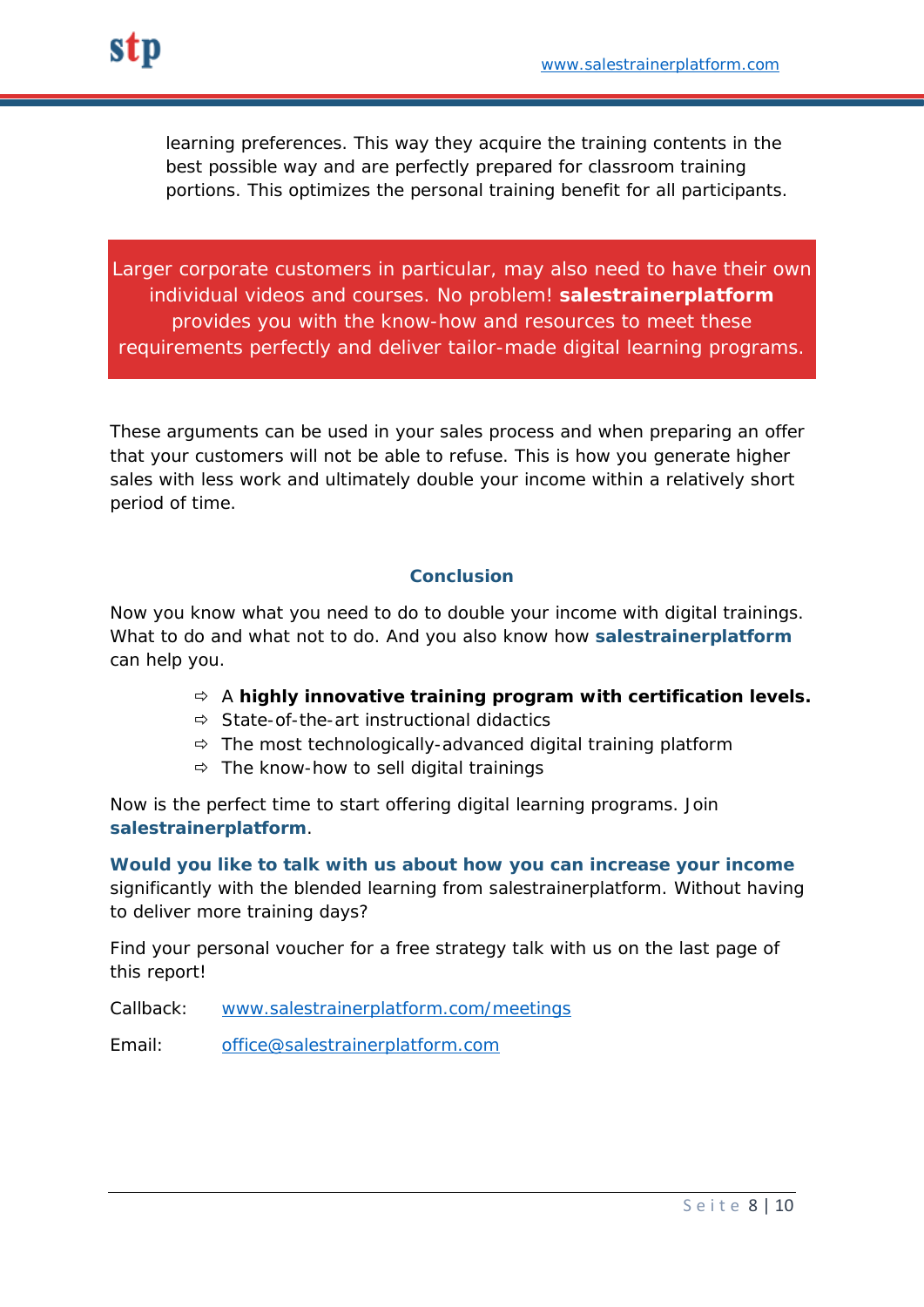learning preferences. This way they acquire the training contents in the best possible way and are perfectly prepared for classroom training portions. This optimizes the personal training benefit for all participants.

Larger corporate customers in particular, may also need to have their own individual videos and courses. No problem! **salestrainerplatform** provides you with the know-how and resources to meet these requirements perfectly and deliver tailor-made digital learning programs.

These arguments can be used in your sales process and when preparing an offer that your customers will not be able to refuse. This is how you generate higher sales with less work and ultimately double your income within a relatively short period of time.

## Conclusion

Now you know what you need to do to double your income with digital trainings. What to do and what not to do. And you also know how **salestrainerplatform** can help you.

- A **highly innovative training program with certification levels.**
- State-of-the-art instructional didactics
- The most technologically-advanced digital training platform
- The know-how to sell digital trainings

Now is the perfect time to start offering digital learning programs. Join **salestrainerplatform**.

**Would you like to talk with us about how you can increase your income** significantly with the blended learning from salestrainerplatform. Without having to deliver more training days?

Find your personal voucher for a free strategy talk with us on the last page of this report!

Callback: www.salestrainerplatform.com/meetings

Email: office@salestrainerplatform.com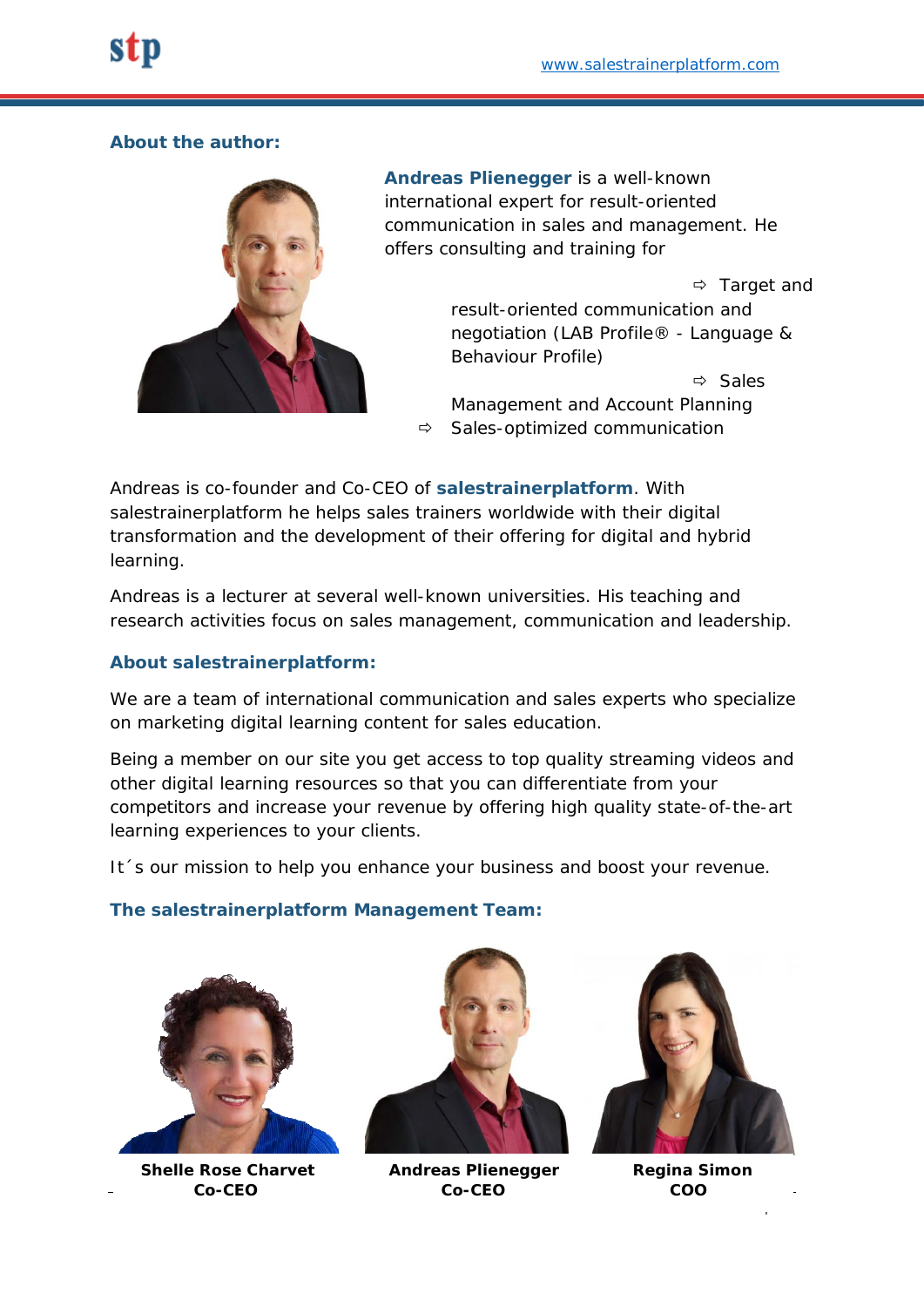### About the author:

**Andreas Plienegger** is a well-known international expert for result-oriented communication in sales and management. He offers consulting and training for

- Target and result-oriented communication and negotiation (LAB Profile® - Language & Behaviour Profile)
- Sales Management and Account Planning
- Sales-optimized communication

Andreas is co-founder and Co-CEO of **salestrainerplatform**. With salestrainerplatform he helps sales trainers worldwide with their digital transformation and the development of their offering for digital and hybrid learning.

Andreas is a lecturer at several well-known universities. His teaching and research activities focus on sales management, communication and leadership.

### About salestrainerplatform:

We are a team of international communication and sales experts who specialize on marketing digital learning content for sales education.

Being a member on our site you get access to top quality streaming videos and other digital learning resources so that you can differentiate from your competitors and increase your revenue by offering high quality state-of-the-art learning experiences to your clients.

It´s our mission to help you enhance your business and boost your revenue.

### The salestrainerplatform Management Team:

**Shelle Rose Charvet**
**Co-CEO**

**Andreas Plienegger**
**Co-CEO**

**Regina Simon**
**COO**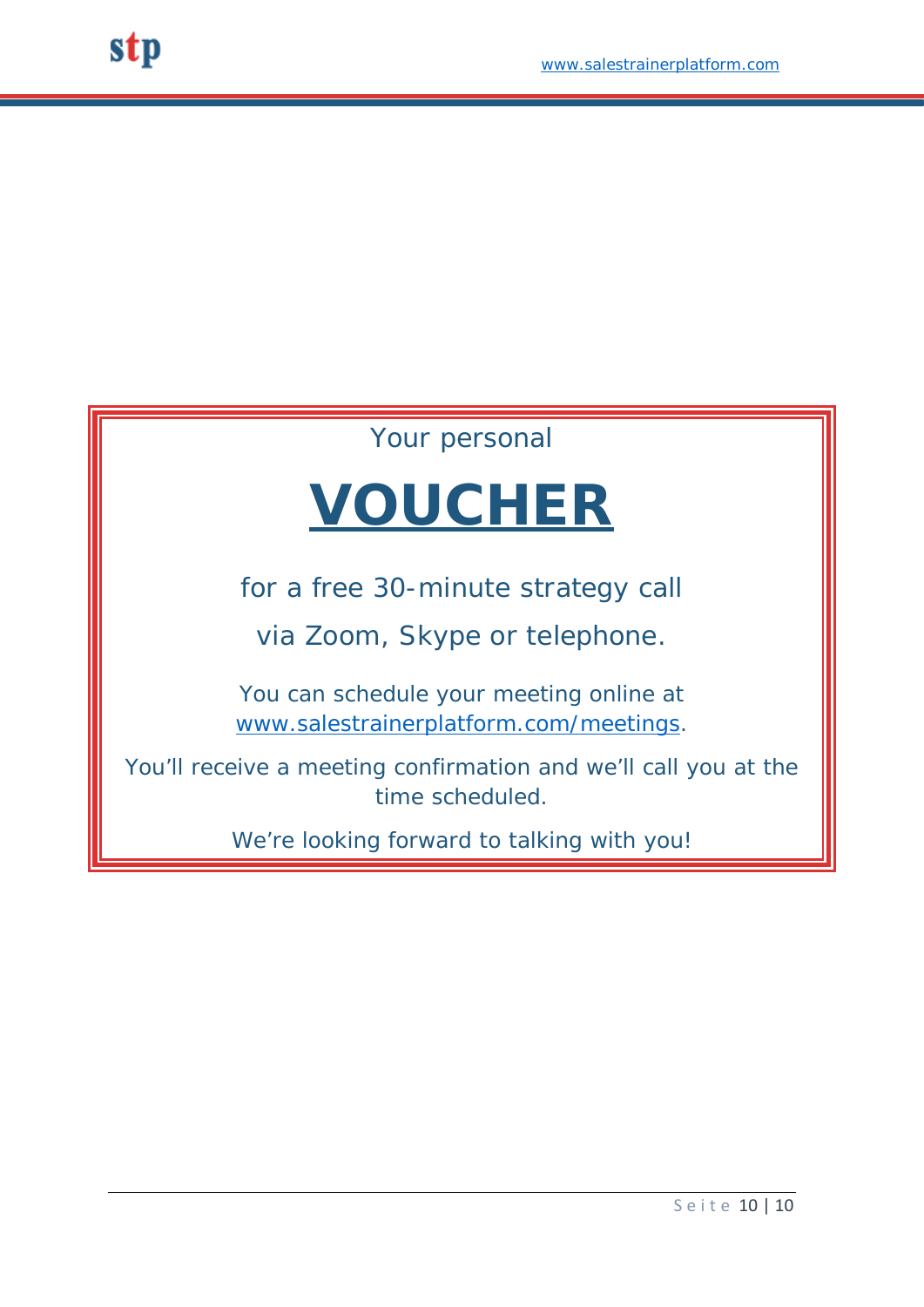Your personal

# VOUCHER

for a free 30-minute strategy call

via Zoom, Skype or telephone.

You can schedule your meeting online at www.salestrainerplatform.com/meetings.

You'll receive a meeting confirmation and we'll call you at the time scheduled.

We're looking forward to talking with you!